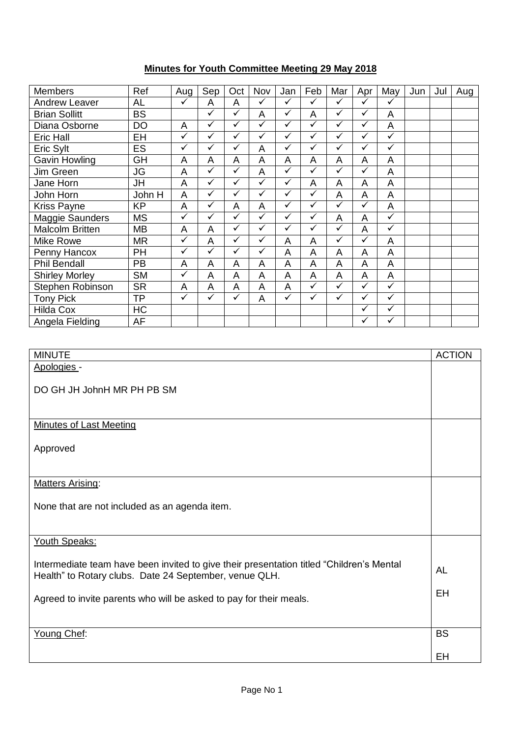# Minutes for Youth Committee Meeting 29 May 2018

| Members | Ref | Aug | Sep | Oct | Nov | Jan | Feb | Mar | Apr | May | Jun | Jul | Aug |
|---|---|---|---|---|---|---|---|---|---|---|---|---|---|
| Andrew Leaver | AL | ✓ | A | A | ✓ | ✓ | ✓ | ✓ | ✓ | ✓ | | | |
| Brian Sollitt | BS | | ✓ | ✓ | A | ✓ | A | ✓ | ✓ | A | | | |
| Diana Osborne | DO | A | ✓ | ✓ | ✓ | ✓ | ✓ | ✓ | ✓ | A | | | |
| Eric Hall | EH | ✓ | ✓ | ✓ | ✓ | ✓ | ✓ | ✓ | ✓ | ✓ | | | |
| Eric Sylt | ES | ✓ | ✓ | ✓ | A | ✓ | ✓ | ✓ | ✓ | ✓ | | | |
| Gavin Howling | GH | A | A | A | A | A | A | A | A | A | | | |
| Jim Green | JG | A | ✓ | ✓ | A | ✓ | ✓ | ✓ | ✓ | A | | | |
| Jane Horn | JH | A | ✓ | ✓ | ✓ | ✓ | A | A | A | A | | | |
| John Horn | John H | A | ✓ | ✓ | ✓ | ✓ | ✓ | A | A | A | | | |
| Kriss Payne | KP | A | ✓ | A | A | ✓ | ✓ | ✓ | ✓ | A | | | |
| Maggie Saunders | MS | ✓ | ✓ | ✓ | ✓ | ✓ | ✓ | A | A | ✓ | | | |
| Malcolm Britten | MB | A | A | ✓ | ✓ | ✓ | ✓ | ✓ | A | ✓ | | | |
| Mike Rowe | MR | ✓ | A | ✓ | ✓ | A | A | ✓ | ✓ | A | | | |
| Penny Hancox | PH | ✓ | ✓ | ✓ | ✓ | A | A | A | A | A | | | |
| Phil Bendall | PB | A | A | A | A | A | A | A | A | A | | | |
| Shirley Morley | SM | ✓ | A | A | A | A | A | A | A | A | | | |
| Stephen Robinson | SR | A | A | A | A | A | ✓ | ✓ | ✓ | ✓ | | | |
| Tony Pick | TP | ✓ | ✓ | ✓ | A | ✓ | ✓ | ✓ | ✓ | ✓ | | | |
| Hilda Cox | HC | | | | | | | | ✓ | ✓ | | | |
| Angela Fielding | AF | | | | | | | | ✓ | ✓ | | | |

| MINUTE | ACTION |
|---|---|
| Apologies - <br><br> DO GH JH JohnH MR PH PB SM | |
| Minutes of Last Meeting <br><br> Approved | |
| Matters Arising: <br><br> None that are not included as an agenda item. | |
| Youth Speaks: <br><br> Intermediate team have been invited to give their presentation titled "Children's Mental Health" to Rotary clubs. Date 24 September, venue QLH. <br><br> Agreed to invite parents who will be asked to pay for their meals. | AL <br><br> EH |
| Young Chef: | BS <br><br> EH |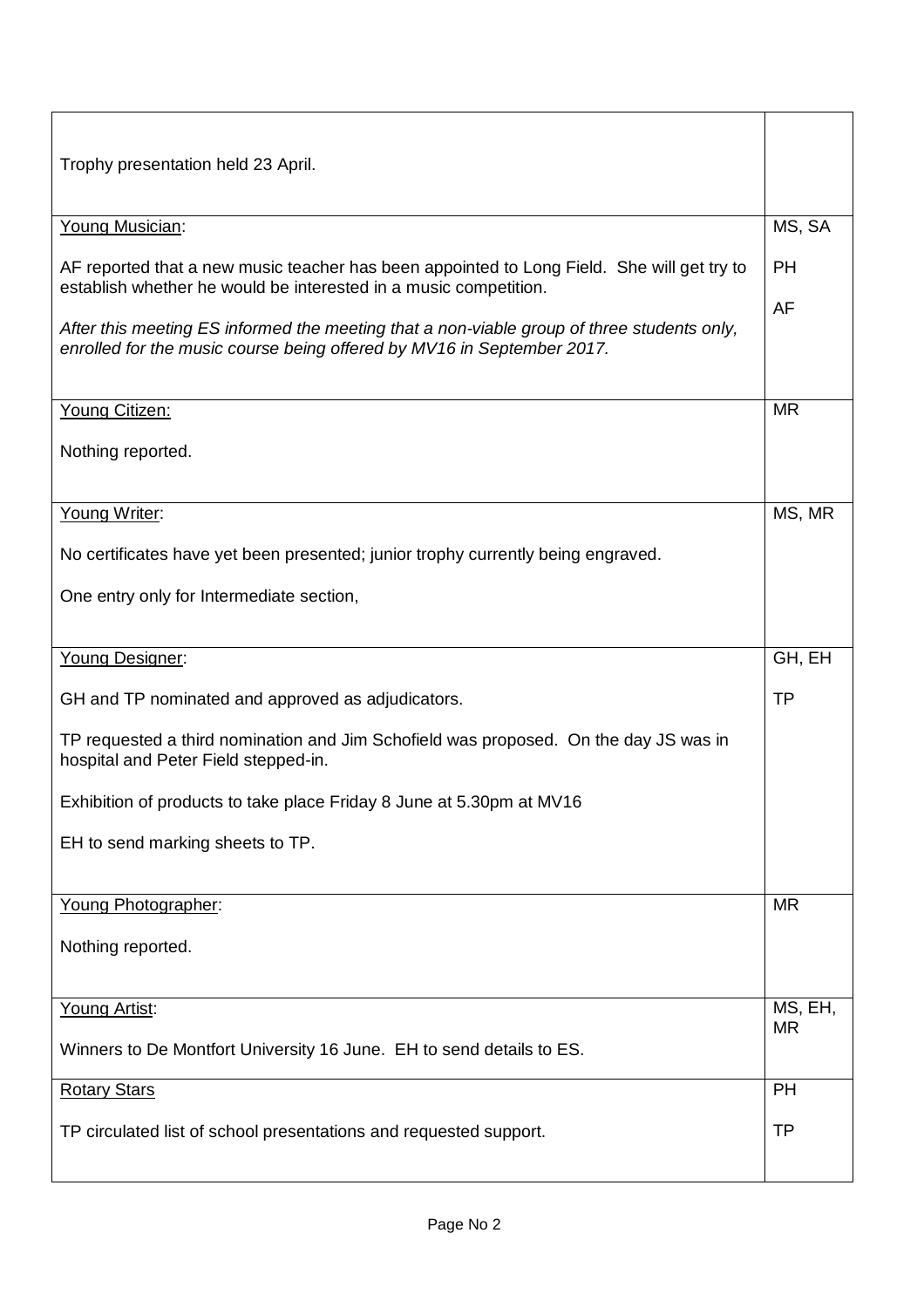| | |
|---|---|
| Trophy presentation held 23 April. | |
| <u>Young Musician</u>:<br><br>AF reported that a new music teacher has been appointed to Long Field. She will get try to establish whether he would be interested in a music competition.<br><br>*After this meeting ES informed the meeting that a non-viable group of three students only, enrolled for the music course being offered by MV16 in September 2017.* | MS, SA<br><br>PH<br><br>AF |
| <u>Young Citizen:</u><br><br>Nothing reported. | MR |
| <u>Young Writer</u>:<br><br>No certificates have yet been presented; junior trophy currently being engraved.<br><br>One entry only for Intermediate section, | MS, MR |
| <u>Young Designer</u>:<br><br>GH and TP nominated and approved as adjudicators.<br><br>TP requested a third nomination and Jim Schofield was proposed. On the day JS was in hospital and Peter Field stepped-in.<br><br>Exhibition of products to take place Friday 8 June at 5.30pm at MV16<br><br>EH to send marking sheets to TP. | GH, EH<br><br>TP |
| <u>Young Photographer</u>:<br><br>Nothing reported. | MR |
| <u>Young Artist</u>:<br><br>Winners to De Montfort University 16 June. EH to send details to ES. | MS, EH, MR |
| <u>Rotary Stars</u><br><br>TP circulated list of school presentations and requested support. | PH<br><br>TP |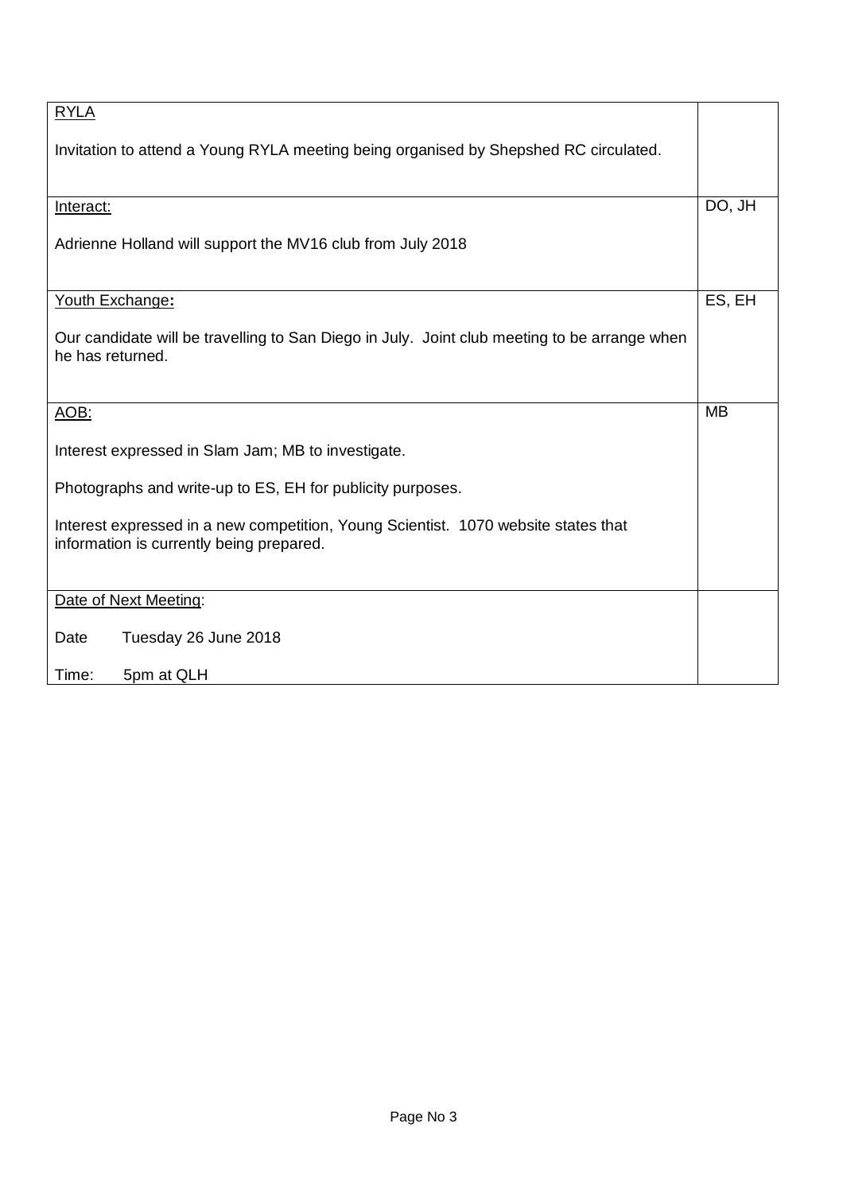| | |
|---|---|
| <u>RYLA</u><br><br>Invitation to attend a Young RYLA meeting being organised by Shepshed RC circulated. | |
| <u>Interact:</u><br><br>Adrienne Holland will support the MV16 club from July 2018 | DO, JH |
| <u>Youth Exchange</u>**:**<br><br>Our candidate will be travelling to San Diego in July. Joint club meeting to be arrange when he has returned. | ES, EH |
| <u>AOB:</u><br><br>Interest expressed in Slam Jam; MB to investigate.<br><br>Photographs and write-up to ES, EH for publicity purposes.<br><br>Interest expressed in a new competition, Young Scientist. 1070 website states that information is currently being prepared. | MB |
| <u>Date of Next Meeting</u>:<br><br>Date Tuesday 26 June 2018<br><br>Time: 5pm at QLH | |